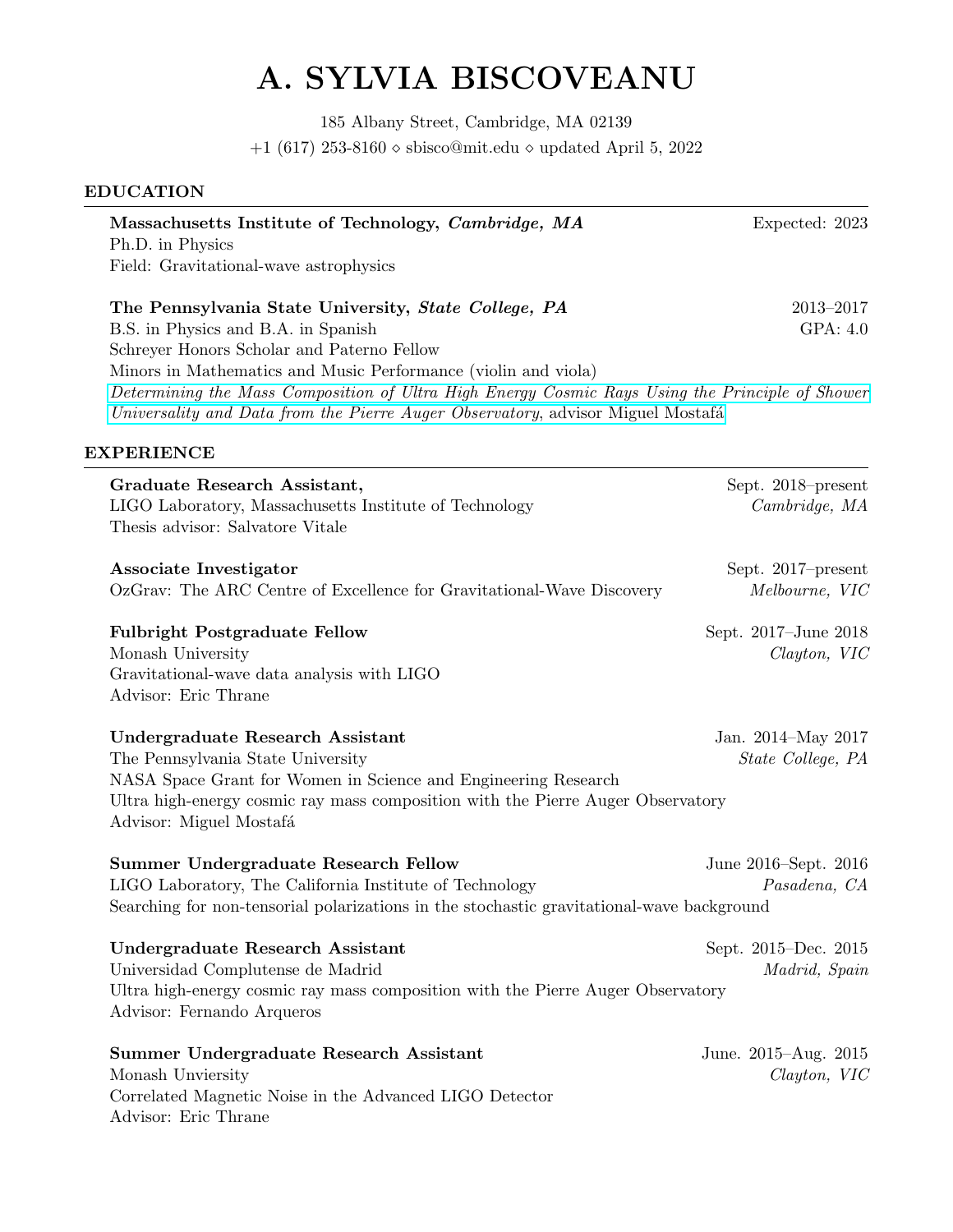# A. SYLVIA BISCOVEANU

185 Albany Street, Cambridge, MA 02139
+1 (617) 253-8160 ⋄ sbisco@mit.edu ⋄ updated April 5, 2022

## EDUCATION

**Massachusetts Institute of Technology, *Cambridge, MA*** — Expected: 2023
Ph.D. in Physics
Field: Gravitational-wave astrophysics

**The Pennsylvania State University, *State College, PA*** — 2013–2017
B.S. in Physics and B.A. in Spanish — GPA: 4.0
Schreyer Honors Scholar and Paterno Fellow
Minors in Mathematics and Music Performance (violin and viola)
*Determining the Mass Composition of Ultra High Energy Cosmic Rays Using the Principle of Shower Universality and Data from the Pierre Auger Observatory*, advisor Miguel Mostafá

## EXPERIENCE

**Graduate Research Assistant,** — Sept. 2018–present
LIGO Laboratory, Massachusetts Institute of Technology — *Cambridge, MA*
Thesis advisor: Salvatore Vitale

**Associate Investigator** — Sept. 2017–present
OzGrav: The ARC Centre of Excellence for Gravitational-Wave Discovery — *Melbourne, VIC*

**Fulbright Postgraduate Fellow** — Sept. 2017–June 2018
Monash University — *Clayton, VIC*
Gravitational-wave data analysis with LIGO
Advisor: Eric Thrane

**Undergraduate Research Assistant** — Jan. 2014–May 2017
The Pennsylvania State University — *State College, PA*
NASA Space Grant for Women in Science and Engineering Research
Ultra high-energy cosmic ray mass composition with the Pierre Auger Observatory
Advisor: Miguel Mostafá

**Summer Undergraduate Research Fellow** — June 2016–Sept. 2016
LIGO Laboratory, The California Institute of Technology — *Pasadena, CA*
Searching for non-tensorial polarizations in the stochastic gravitational-wave background

**Undergraduate Research Assistant** — Sept. 2015–Dec. 2015
Universidad Complutense de Madrid — *Madrid, Spain*
Ultra high-energy cosmic ray mass composition with the Pierre Auger Observatory
Advisor: Fernando Arqueros

**Summer Undergraduate Research Assistant** — June. 2015–Aug. 2015
Monash Unviersity — *Clayton, VIC*
Correlated Magnetic Noise in the Advanced LIGO Detector
Advisor: Eric Thrane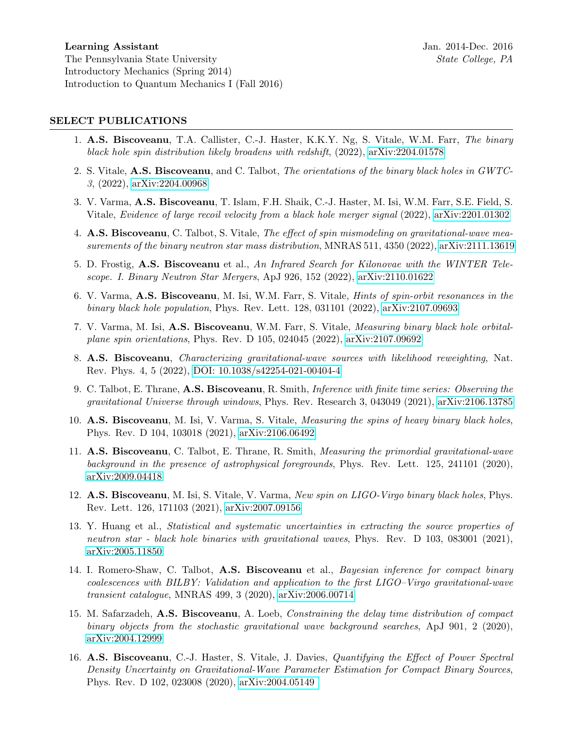**Learning Assistant** Jan. 2014-Dec. 2016
The Pennsylvania State University *State College, PA*
Introductory Mechanics (Spring 2014)
Introduction to Quantum Mechanics I (Fall 2016)

## SELECT PUBLICATIONS

1. **A.S. Biscoveanu**, T.A. Callister, C.-J. Haster, K.K.Y. Ng, S. Vitale, W.M. Farr, *The binary black hole spin distribution likely broadens with redshift*, (2022), arXiv:2204.01578
2. S. Vitale, **A.S. Biscoveanu**, and C. Talbot, *The orientations of the binary black holes in GWTC-3*, (2022), arXiv:2204.00968
3. V. Varma, **A.S. Biscoveanu**, T. Islam, F.H. Shaik, C.-J. Haster, M. Isi, W.M. Farr, S.E. Field, S. Vitale, *Evidence of large recoil velocity from a black hole merger signal* (2022), arXiv:2201.01302
4. **A.S. Biscoveanu**, C. Talbot, S. Vitale, *The effect of spin mismodeling on gravitational-wave measurements of the binary neutron star mass distribution*, MNRAS 511, 4350 (2022), arXiv:2111.13619
5. D. Frostig, **A.S. Biscoveanu** et al., *An Infrared Search for Kilonovae with the WINTER Telescope. I. Binary Neutron Star Mergers*, ApJ 926, 152 (2022), arXiv:2110.01622
6. V. Varma, **A.S. Biscoveanu**, M. Isi, W.M. Farr, S. Vitale, *Hints of spin-orbit resonances in the binary black hole population*, Phys. Rev. Lett. 128, 031101 (2022), arXiv:2107.09693
7. V. Varma, M. Isi, **A.S. Biscoveanu**, W.M. Farr, S. Vitale, *Measuring binary black hole orbital-plane spin orientations*, Phys. Rev. D 105, 024045 (2022), arXiv:2107.09692
8. **A.S. Biscoveanu**, *Characterizing gravitational-wave sources with likelihood reweighting*, Nat. Rev. Phys. 4, 5 (2022), DOI: 10.1038/s42254-021-00404-4
9. C. Talbot, E. Thrane, **A.S. Biscoveanu**, R. Smith, *Inference with finite time series: Observing the gravitational Universe through windows*, Phys. Rev. Research 3, 043049 (2021), arXiv:2106.13785
10. **A.S. Biscoveanu**, M. Isi, V. Varma, S. Vitale, *Measuring the spins of heavy binary black holes*, Phys. Rev. D 104, 103018 (2021), arXiv:2106.06492
11. **A.S. Biscoveanu**, C. Talbot, E. Thrane, R. Smith, *Measuring the primordial gravitational-wave background in the presence of astrophysical foregrounds*, Phys. Rev. Lett. 125, 241101 (2020), arXiv:2009.04418
12. **A.S. Biscoveanu**, M. Isi, S. Vitale, V. Varma, *New spin on LIGO-Virgo binary black holes*, Phys. Rev. Lett. 126, 171103 (2021), arXiv:2007.09156
13. Y. Huang et al., *Statistical and systematic uncertainties in extracting the source properties of neutron star - black hole binaries with gravitational waves*, Phys. Rev. D 103, 083001 (2021), arXiv:2005.11850
14. I. Romero-Shaw, C. Talbot, **A.S. Biscoveanu** et al., *Bayesian inference for compact binary coalescences with BILBY: Validation and application to the first LIGO–Virgo gravitational-wave transient catalogue*, MNRAS 499, 3 (2020), arXiv:2006.00714
15. M. Safarzadeh, **A.S. Biscoveanu**, A. Loeb, *Constraining the delay time distribution of compact binary objects from the stochastic gravitational wave background searches*, ApJ 901, 2 (2020), arXiv:2004.12999
16. **A.S. Biscoveanu**, C.-J. Haster, S. Vitale, J. Davies, *Quantifying the Effect of Power Spectral Density Uncertainty on Gravitational-Wave Parameter Estimation for Compact Binary Sources*, Phys. Rev. D 102, 023008 (2020), arXiv:2004.05149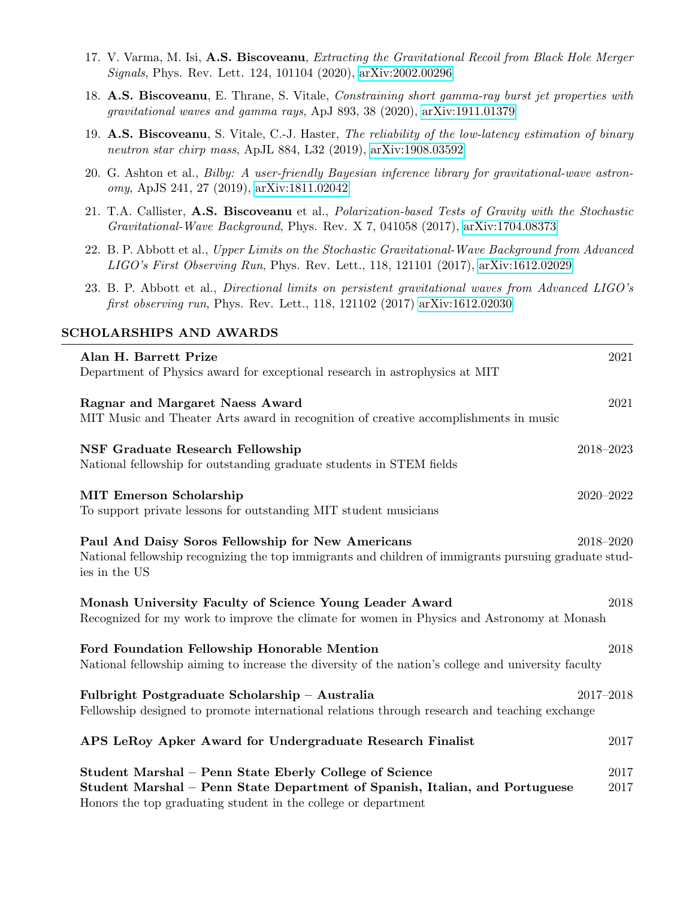17. V. Varma, M. Isi, **A.S. Biscoveanu**, *Extracting the Gravitational Recoil from Black Hole Merger Signals*, Phys. Rev. Lett. 124, 101104 (2020), arXiv:2002.00296

18. **A.S. Biscoveanu**, E. Thrane, S. Vitale, *Constraining short gamma-ray burst jet properties with gravitational waves and gamma rays*, ApJ 893, 38 (2020), arXiv:1911.01379

19. **A.S. Biscoveanu**, S. Vitale, C.-J. Haster, *The reliability of the low-latency estimation of binary neutron star chirp mass*, ApJL 884, L32 (2019), arXiv:1908.03592

20. G. Ashton et al., *Bilby: A user-friendly Bayesian inference library for gravitational-wave astronomy*, ApJS 241, 27 (2019), arXiv:1811.02042

21. T.A. Callister, **A.S. Biscoveanu** et al., *Polarization-based Tests of Gravity with the Stochastic Gravitational-Wave Background*, Phys. Rev. X 7, 041058 (2017), arXiv:1704.08373

22. B. P. Abbott et al., *Upper Limits on the Stochastic Gravitational-Wave Background from Advanced LIGO's First Observing Run*, Phys. Rev. Lett., 118, 121101 (2017), arXiv:1612.02029

23. B. P. Abbott et al., *Directional limits on persistent gravitational waves from Advanced LIGO's first observing run*, Phys. Rev. Lett., 118, 121102 (2017) arXiv:1612.02030

## SCHOLARSHIPS AND AWARDS

**Alan H. Barrett Prize** — 2021
Department of Physics award for exceptional research in astrophysics at MIT

**Ragnar and Margaret Naess Award** — 2021
MIT Music and Theater Arts award in recognition of creative accomplishments in music

**NSF Graduate Research Fellowship** — 2018–2023
National fellowship for outstanding graduate students in STEM fields

**MIT Emerson Scholarship** — 2020–2022
To support private lessons for outstanding MIT student musicians

**Paul And Daisy Soros Fellowship for New Americans** — 2018–2020
National fellowship recognizing the top immigrants and children of immigrants pursuing graduate studies in the US

**Monash University Faculty of Science Young Leader Award** — 2018
Recognized for my work to improve the climate for women in Physics and Astronomy at Monash

**Ford Foundation Fellowship Honorable Mention** — 2018
National fellowship aiming to increase the diversity of the nation's college and university faculty

**Fulbright Postgraduate Scholarship – Australia** — 2017–2018
Fellowship designed to promote international relations through research and teaching exchange

**APS LeRoy Apker Award for Undergraduate Research Finalist** — 2017

**Student Marshal – Penn State Eberly College of Science** — 2017
**Student Marshal – Penn State Department of Spanish, Italian, and Portuguese** — 2017
Honors the top graduating student in the college or department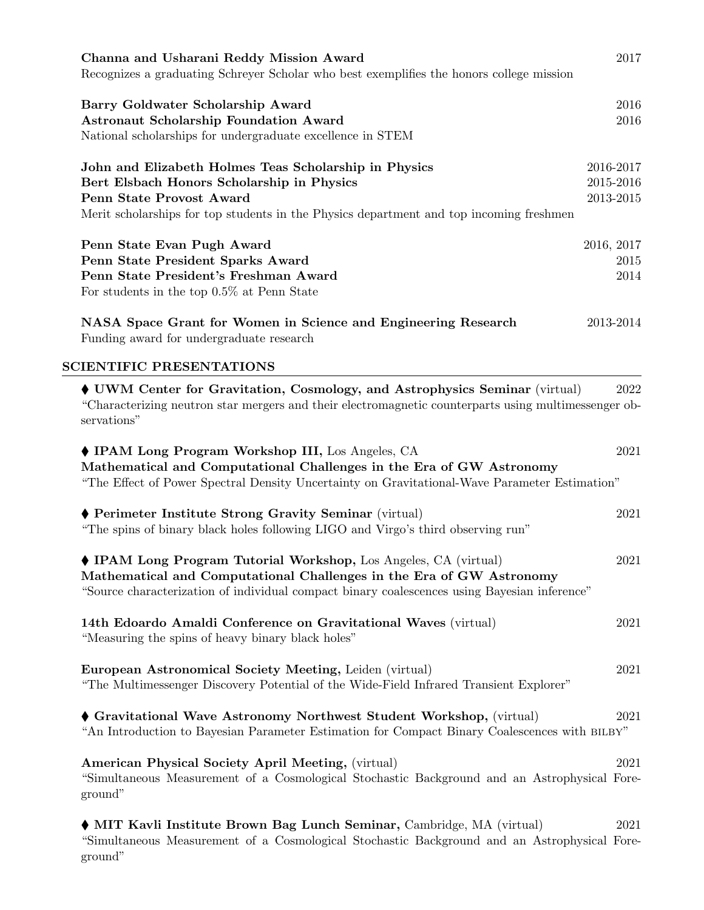**Channa and Usharani Reddy Mission Award** 2017
Recognizes a graduating Schreyer Scholar who best exemplifies the honors college mission

**Barry Goldwater Scholarship Award** 2016
**Astronaut Scholarship Foundation Award** 2016
National scholarships for undergraduate excellence in STEM

**John and Elizabeth Holmes Teas Scholarship in Physics** 2016-2017
**Bert Elsbach Honors Scholarship in Physics** 2015-2016
**Penn State Provost Award** 2013-2015
Merit scholarships for top students in the Physics department and top incoming freshmen

**Penn State Evan Pugh Award** 2016, 2017
**Penn State President Sparks Award** 2015
**Penn State President's Freshman Award** 2014
For students in the top 0.5% at Penn State

**NASA Space Grant for Women in Science and Engineering Research** 2013-2014
Funding award for undergraduate research

## SCIENTIFIC PRESENTATIONS

♦ **UWM Center for Gravitation, Cosmology, and Astrophysics Seminar** (virtual) 2022
"Characterizing neutron star mergers and their electromagnetic counterparts using multimessenger observations"

♦ **IPAM Long Program Workshop III,** Los Angeles, CA 2021
**Mathematical and Computational Challenges in the Era of GW Astronomy**
"The Effect of Power Spectral Density Uncertainty on Gravitational-Wave Parameter Estimation"

♦ **Perimeter Institute Strong Gravity Seminar** (virtual) 2021
"The spins of binary black holes following LIGO and Virgo's third observing run"

♦ **IPAM Long Program Tutorial Workshop,** Los Angeles, CA (virtual) 2021
**Mathematical and Computational Challenges in the Era of GW Astronomy**
"Source characterization of individual compact binary coalescences using Bayesian inference"

**14th Edoardo Amaldi Conference on Gravitational Waves** (virtual) 2021
"Measuring the spins of heavy binary black holes"

**European Astronomical Society Meeting,** Leiden (virtual) 2021
"The Multimessenger Discovery Potential of the Wide-Field Infrared Transient Explorer"

♦ **Gravitational Wave Astronomy Northwest Student Workshop,** (virtual) 2021
"An Introduction to Bayesian Parameter Estimation for Compact Binary Coalescences with BILBY"

**American Physical Society April Meeting,** (virtual) 2021
"Simultaneous Measurement of a Cosmological Stochastic Background and an Astrophysical Foreground"

♦ **MIT Kavli Institute Brown Bag Lunch Seminar,** Cambridge, MA (virtual) 2021
"Simultaneous Measurement of a Cosmological Stochastic Background and an Astrophysical Foreground"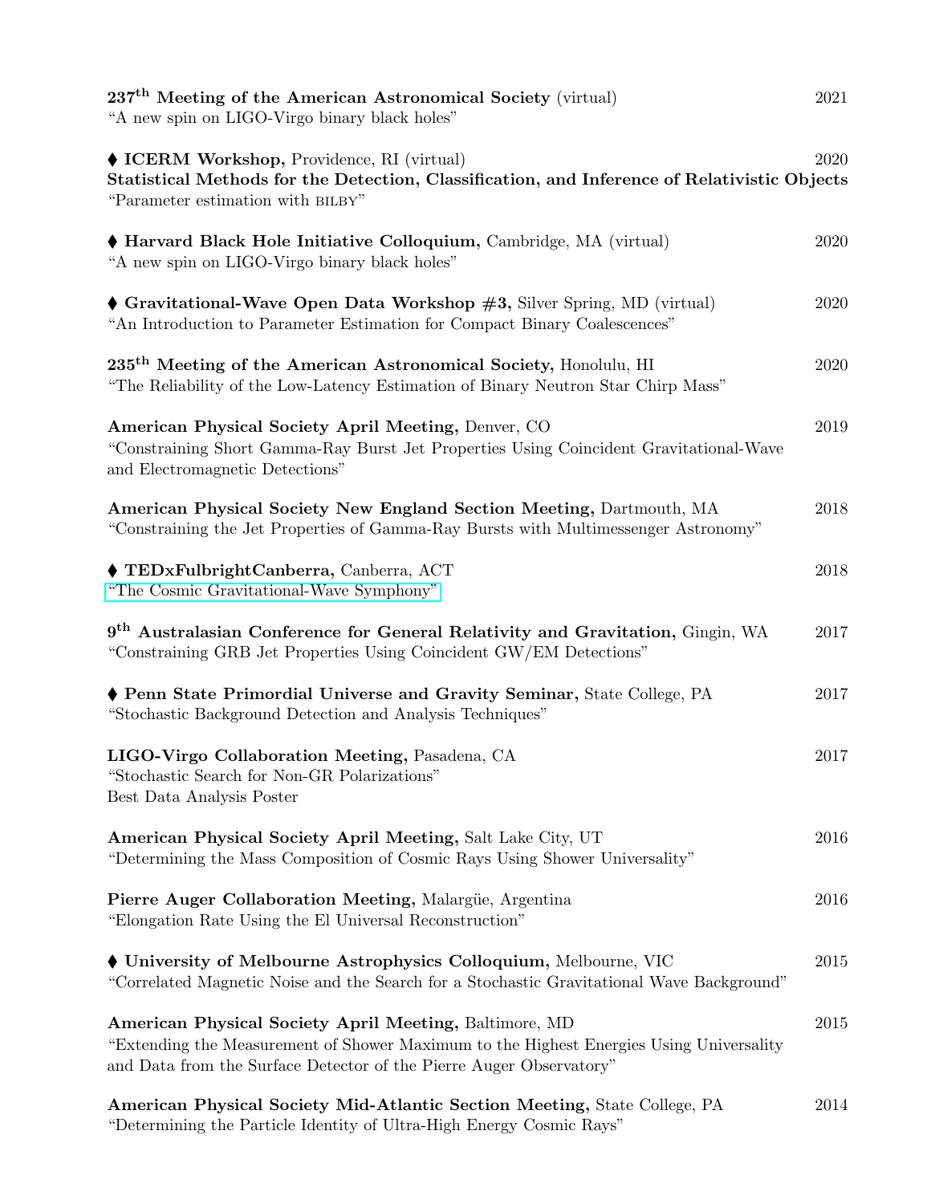**237th Meeting of the American Astronomical Society** (virtual) 2021
"A new spin on LIGO-Virgo binary black holes"

♦ **ICERM Workshop,** Providence, RI (virtual) 2020
**Statistical Methods for the Detection, Classification, and Inference of Relativistic Objects**
"Parameter estimation with BILBY"

♦ **Harvard Black Hole Initiative Colloquium,** Cambridge, MA (virtual) 2020
"A new spin on LIGO-Virgo binary black holes"

♦ **Gravitational-Wave Open Data Workshop #3,** Silver Spring, MD (virtual) 2020
"An Introduction to Parameter Estimation for Compact Binary Coalescences"

**235th Meeting of the American Astronomical Society,** Honolulu, HI 2020
"The Reliability of the Low-Latency Estimation of Binary Neutron Star Chirp Mass"

**American Physical Society April Meeting,** Denver, CO 2019
"Constraining Short Gamma-Ray Burst Jet Properties Using Coincident Gravitational-Wave and Electromagnetic Detections"

**American Physical Society New England Section Meeting,** Dartmouth, MA 2018
"Constraining the Jet Properties of Gamma-Ray Bursts with Multimessenger Astronomy"

♦ **TEDxFulbrightCanberra,** Canberra, ACT 2018
"The Cosmic Gravitational-Wave Symphony"

**9th Australasian Conference for General Relativity and Gravitation,** Gingin, WA 2017
"Constraining GRB Jet Properties Using Coincident GW/EM Detections"

♦ **Penn State Primordial Universe and Gravity Seminar,** State College, PA 2017
"Stochastic Background Detection and Analysis Techniques"

**LIGO-Virgo Collaboration Meeting,** Pasadena, CA 2017
"Stochastic Search for Non-GR Polarizations"
Best Data Analysis Poster

**American Physical Society April Meeting,** Salt Lake City, UT 2016
"Determining the Mass Composition of Cosmic Rays Using Shower Universality"

**Pierre Auger Collaboration Meeting,** Malargüe, Argentina 2016
"Elongation Rate Using the El Universal Reconstruction"

♦ **University of Melbourne Astrophysics Colloquium,** Melbourne, VIC 2015
"Correlated Magnetic Noise and the Search for a Stochastic Gravitational Wave Background"

**American Physical Society April Meeting,** Baltimore, MD 2015
"Extending the Measurement of Shower Maximum to the Highest Energies Using Universality and Data from the Surface Detector of the Pierre Auger Observatory"

**American Physical Society Mid-Atlantic Section Meeting,** State College, PA 2014
"Determining the Particle Identity of Ultra-High Energy Cosmic Rays"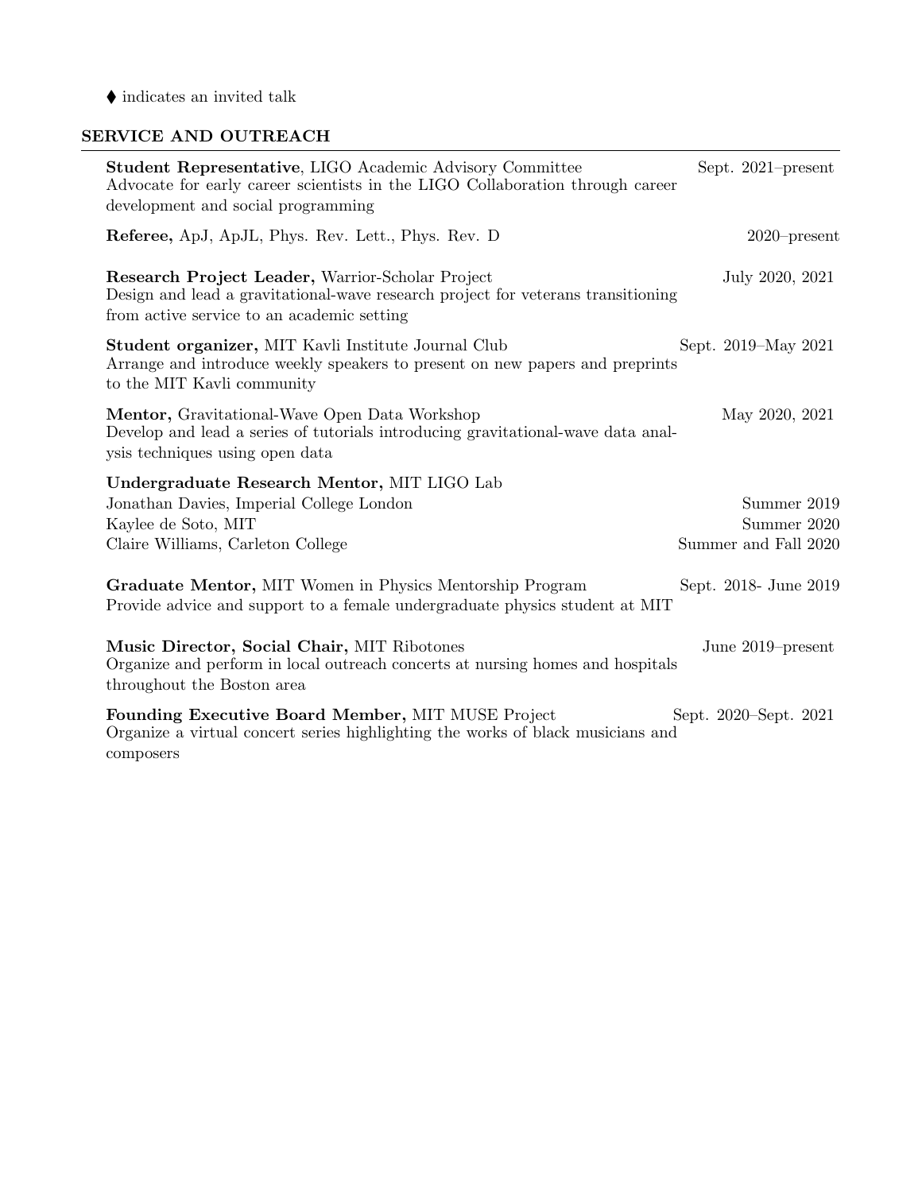⧫ indicates an invited talk

## SERVICE AND OUTREACH

**Student Representative**, LIGO Academic Advisory Committee — Sept. 2021–present
Advocate for early career scientists in the LIGO Collaboration through career development and social programming

**Referee,** ApJ, ApJL, Phys. Rev. Lett., Phys. Rev. D — 2020–present

**Research Project Leader,** Warrior-Scholar Project — July 2020, 2021
Design and lead a gravitational-wave research project for veterans transitioning from active service to an academic setting

**Student organizer,** MIT Kavli Institute Journal Club — Sept. 2019–May 2021
Arrange and introduce weekly speakers to present on new papers and preprints to the MIT Kavli community

**Mentor,** Gravitational-Wave Open Data Workshop — May 2020, 2021
Develop and lead a series of tutorials introducing gravitational-wave data analysis techniques using open data

**Undergraduate Research Mentor,** MIT LIGO Lab
- Jonathan Davies, Imperial College London — Summer 2019
- Kaylee de Soto, MIT — Summer 2020
- Claire Williams, Carleton College — Summer and Fall 2020

**Graduate Mentor,** MIT Women in Physics Mentorship Program — Sept. 2018- June 2019
Provide advice and support to a female undergraduate physics student at MIT

**Music Director, Social Chair,** MIT Ribotones — June 2019–present
Organize and perform in local outreach concerts at nursing homes and hospitals throughout the Boston area

**Founding Executive Board Member,** MIT MUSE Project — Sept. 2020–Sept. 2021
Organize a virtual concert series highlighting the works of black musicians and composers